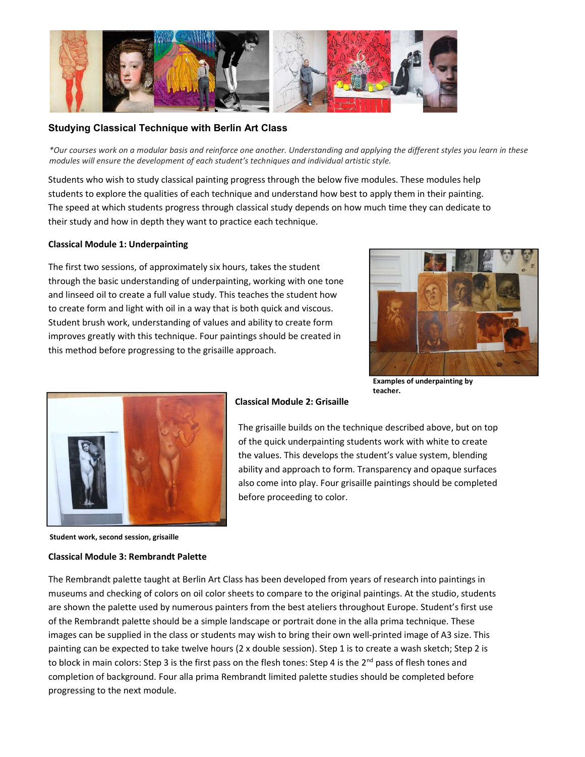## Studying Classical Technique with Berlin Art Class

*\*Our courses work on a modular basis and reinforce one another. Understanding and applying the different styles you learn in these modules will ensure the development of each student's techniques and individual artistic style.*

Students who wish to study classical painting progress through the below five modules. These modules help students to explore the qualities of each technique and understand how best to apply them in their painting. The speed at which students progress through classical study depends on how much time they can dedicate to their study and how in depth they want to practice each technique.

### Classical Module 1: Underpainting

The first two sessions, of approximately six hours, takes the student through the basic understanding of underpainting, working with one tone and linseed oil to create a full value study. This teaches the student how to create form and light with oil in a way that is both quick and viscous. Student brush work, understanding of values and ability to create form improves greatly with this technique. Four paintings should be created in this method before progressing to the grisaille approach.

**Examples of underpainting by teacher.**

### Classical Module 2: Grisaille

The grisaille builds on the technique described above, but on top of the quick underpainting students work with white to create the values. This develops the student's value system, blending ability and approach to form. Transparency and opaque surfaces also come into play. Four grisaille paintings should be completed before proceeding to color.

**Student work, second session, grisaille**

### Classical Module 3: Rembrandt Palette

The Rembrandt palette taught at Berlin Art Class has been developed from years of research into paintings in museums and checking of colors on oil color sheets to compare to the original paintings. At the studio, students are shown the palette used by numerous painters from the best ateliers throughout Europe. Student's first use of the Rembrandt palette should be a simple landscape or portrait done in the alla prima technique. These images can be supplied in the class or students may wish to bring their own well-printed image of A3 size. This painting can be expected to take twelve hours (2 x double session). Step 1 is to create a wash sketch; Step 2 is to block in main colors: Step 3 is the first pass on the flesh tones: Step 4 is the 2nd pass of flesh tones and completion of background. Four alla prima Rembrandt limited palette studies should be completed before progressing to the next module.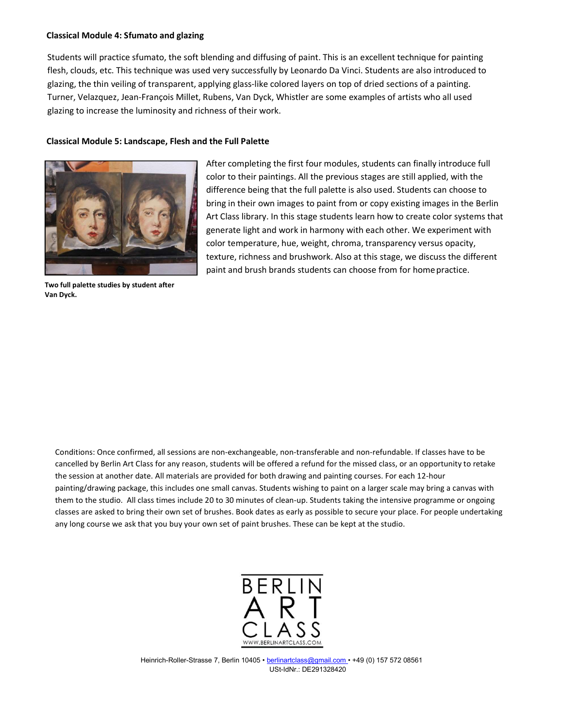**Classical Module 4: Sfumato and glazing**

Students will practice sfumato, the soft blending and diffusing of paint. This is an excellent technique for painting flesh, clouds, etc. This technique was used very successfully by Leonardo Da Vinci. Students are also introduced to glazing, the thin veiling of transparent, applying glass-like colored layers on top of dried sections of a painting. Turner, Velazquez, Jean-François Millet, Rubens, Van Dyck, Whistler are some examples of artists who all used glazing to increase the luminosity and richness of their work.

**Classical Module 5: Landscape, Flesh and the Full Palette**

After completing the first four modules, students can finally introduce full color to their paintings. All the previous stages are still applied, with the difference being that the full palette is also used. Students can choose to bring in their own images to paint from or copy existing images in the Berlin Art Class library. In this stage students learn how to create color systems that generate light and work in harmony with each other. We experiment with color temperature, hue, weight, chroma, transparency versus opacity, texture, richness and brushwork. Also at this stage, we discuss the different paint and brush brands students can choose from for home practice.

**Two full palette studies by student after Van Dyck.**

Conditions: Once confirmed, all sessions are non-exchangeable, non-transferable and non-refundable. If classes have to be cancelled by Berlin Art Class for any reason, students will be offered a refund for the missed class, or an opportunity to retake the session at another date. All materials are provided for both drawing and painting courses. For each 12-hour painting/drawing package, this includes one small canvas. Students wishing to paint on a larger scale may bring a canvas with them to the studio. All class times include 20 to 30 minutes of clean-up. Students taking the intensive programme or ongoing classes are asked to bring their own set of brushes. Book dates as early as possible to secure your place. For people undertaking any long course we ask that you buy your own set of paint brushes. These can be kept at the studio.

BERLIN ART CLASS
WWW.BERLINARTCLASS.COM

Heinrich-Roller-Strasse 7, Berlin 10405 • berlinartclass@gmail.com • +49 (0) 157 572 08561
USt-IdNr.: DE291328420